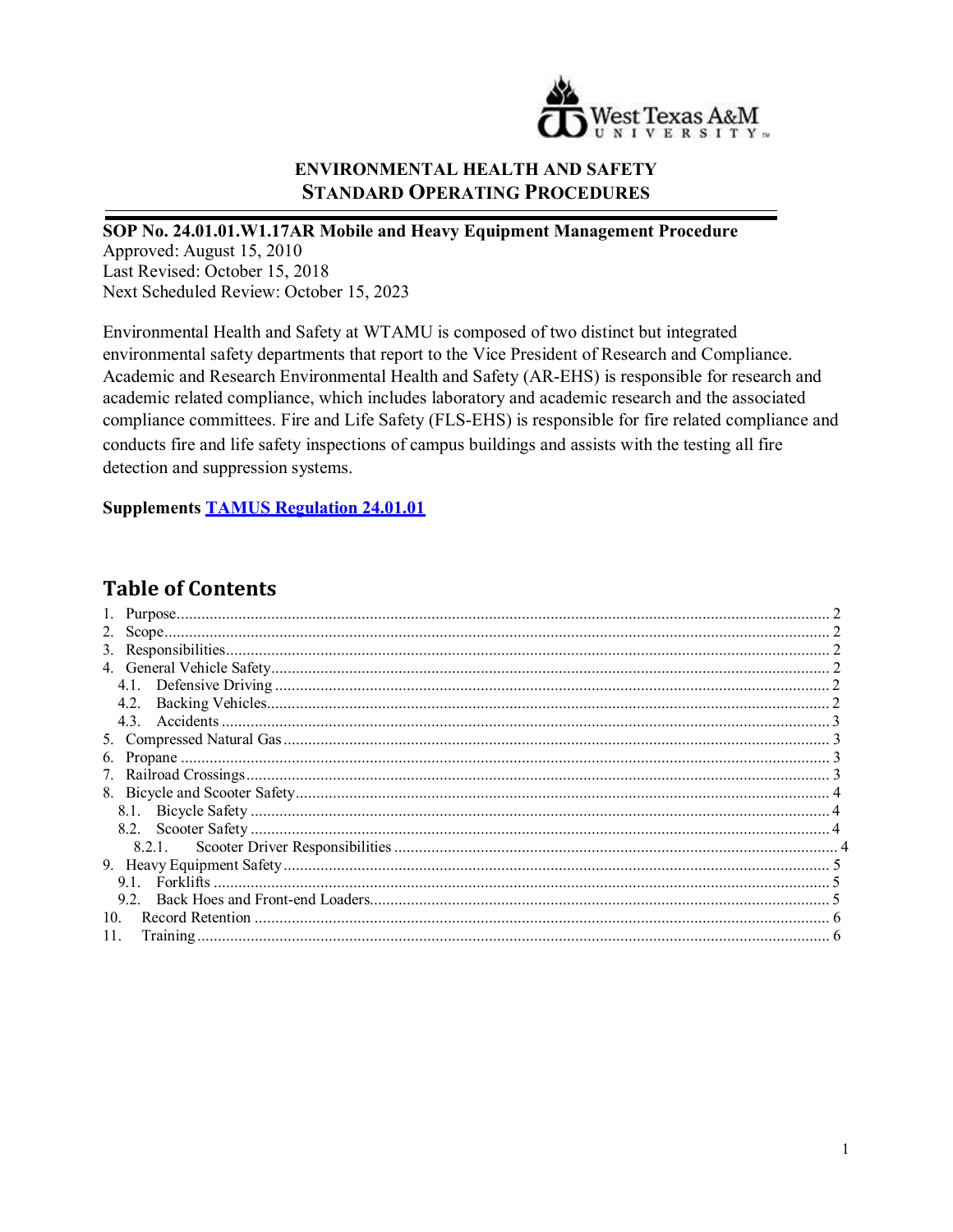**ENVIRONMENTAL HEALTH AND SAFETY**
**STANDARD OPERATING PROCEDURES**

---

**SOP No. 24.01.01.W1.17AR Mobile and Heavy Equipment Management Procedure**
Approved: August 15, 2010
Last Revised: October 15, 2018
Next Scheduled Review: October 15, 2023

Environmental Health and Safety at WTAMU is composed of two distinct but integrated environmental safety departments that report to the Vice President of Research and Compliance. Academic and Research Environmental Health and Safety (AR-EHS) is responsible for research and academic related compliance, which includes laboratory and academic research and the associated compliance committees. Fire and Life Safety (FLS-EHS) is responsible for fire related compliance and conducts fire and life safety inspections of campus buildings and assists with the testing all fire detection and suppression systems.

**Supplements TAMUS Regulation 24.01.01**

## Table of Contents

1. Purpose ........ 2
2. Scope ........ 2
3. Responsibilities ........ 2
4. General Vehicle Safety ........ 2
   - 4.1. Defensive Driving ........ 2
   - 4.2. Backing Vehicles ........ 2
   - 4.3. Accidents ........ 3
5. Compressed Natural Gas ........ 3
6. Propane ........ 3
7. Railroad Crossings ........ 3
8. Bicycle and Scooter Safety ........ 4
   - 8.1. Bicycle Safety ........ 4
   - 8.2. Scooter Safety ........ 4
     - 8.2.1. Scooter Driver Responsibilities ........ 4
9. Heavy Equipment Safety ........ 5
   - 9.1. Forklifts ........ 5
   - 9.2. Back Hoes and Front-end Loaders ........ 5
10. Record Retention ........ 6
11. Training ........ 6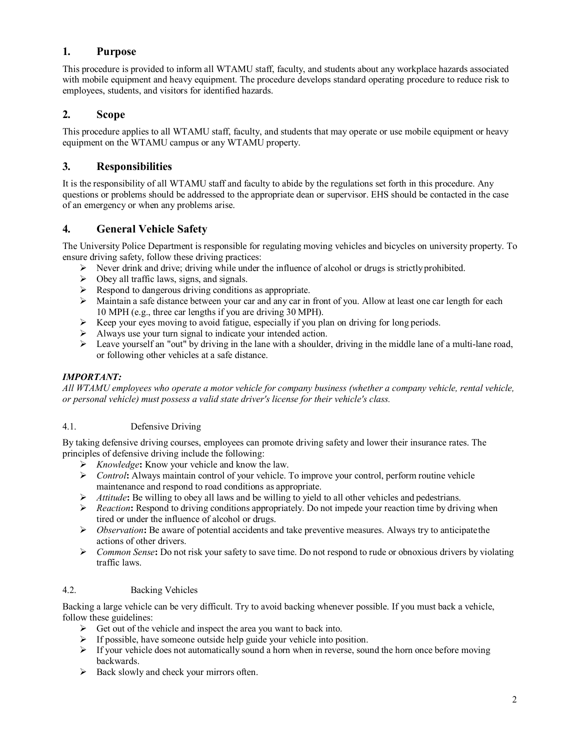## 1. Purpose

This procedure is provided to inform all WTAMU staff, faculty, and students about any workplace hazards associated with mobile equipment and heavy equipment. The procedure develops standard operating procedure to reduce risk to employees, students, and visitors for identified hazards.

## 2. Scope

This procedure applies to all WTAMU staff, faculty, and students that may operate or use mobile equipment or heavy equipment on the WTAMU campus or any WTAMU property.

## 3. Responsibilities

It is the responsibility of all WTAMU staff and faculty to abide by the regulations set forth in this procedure. Any questions or problems should be addressed to the appropriate dean or supervisor. EHS should be contacted in the case of an emergency or when any problems arise.

## 4. General Vehicle Safety

The University Police Department is responsible for regulating moving vehicles and bicycles on university property. To ensure driving safety, follow these driving practices:

- Never drink and drive; driving while under the influence of alcohol or drugs is strictly prohibited.
- Obey all traffic laws, signs, and signals.
- Respond to dangerous driving conditions as appropriate.
- Maintain a safe distance between your car and any car in front of you. Allow at least one car length for each 10 MPH (e.g., three car lengths if you are driving 30 MPH).
- Keep your eyes moving to avoid fatigue, especially if you plan on driving for long periods.
- Always use your turn signal to indicate your intended action.
- Leave yourself an "out" by driving in the lane with a shoulder, driving in the middle lane of a multi-lane road, or following other vehicles at a safe distance.

***IMPORTANT:***

*All WTAMU employees who operate a motor vehicle for company business (whether a company vehicle, rental vehicle, or personal vehicle) must possess a valid state driver's license for their vehicle's class.*

### 4.1. Defensive Driving

By taking defensive driving courses, employees can promote driving safety and lower their insurance rates. The principles of defensive driving include the following:

- *Knowledge*: Know your vehicle and know the law.
- *Control*: Always maintain control of your vehicle. To improve your control, perform routine vehicle maintenance and respond to road conditions as appropriate.
- *Attitude*: Be willing to obey all laws and be willing to yield to all other vehicles and pedestrians.
- *Reaction*: Respond to driving conditions appropriately. Do not impede your reaction time by driving when tired or under the influence of alcohol or drugs.
- *Observation*: Be aware of potential accidents and take preventive measures. Always try to anticipate the actions of other drivers.
- *Common Sense*: Do not risk your safety to save time. Do not respond to rude or obnoxious drivers by violating traffic laws.

### 4.2. Backing Vehicles

Backing a large vehicle can be very difficult. Try to avoid backing whenever possible. If you must back a vehicle, follow these guidelines:

- Get out of the vehicle and inspect the area you want to back into.
- If possible, have someone outside help guide your vehicle into position.
- If your vehicle does not automatically sound a horn when in reverse, sound the horn once before moving backwards.
- Back slowly and check your mirrors often.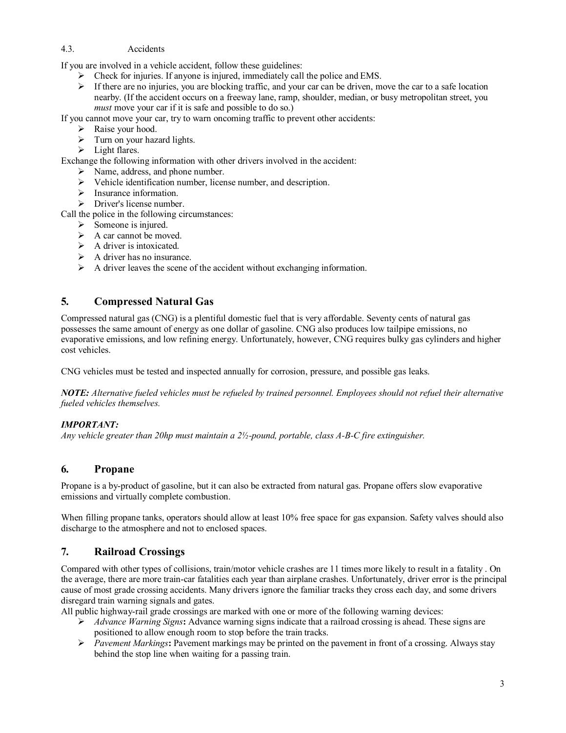### 4.3. Accidents

If you are involved in a vehicle accident, follow these guidelines:

- Check for injuries. If anyone is injured, immediately call the police and EMS.
- If there are no injuries, you are blocking traffic, and your car can be driven, move the car to a safe location nearby. (If the accident occurs on a freeway lane, ramp, shoulder, median, or busy metropolitan street, you *must* move your car if it is safe and possible to do so.)

If you cannot move your car, try to warn oncoming traffic to prevent other accidents:

- Raise your hood.
- Turn on your hazard lights.
- Light flares.

Exchange the following information with other drivers involved in the accident:

- Name, address, and phone number.
- Vehicle identification number, license number, and description.
- Insurance information.
- Driver's license number.

Call the police in the following circumstances:

- Someone is injured.
- A car cannot be moved.
- A driver is intoxicated.
- A driver has no insurance.
- A driver leaves the scene of the accident without exchanging information.

## 5. Compressed Natural Gas

Compressed natural gas (CNG) is a plentiful domestic fuel that is very affordable. Seventy cents of natural gas possesses the same amount of energy as one dollar of gasoline. CNG also produces low tailpipe emissions, no evaporative emissions, and low refining energy. Unfortunately, however, CNG requires bulky gas cylinders and higher cost vehicles.

CNG vehicles must be tested and inspected annually for corrosion, pressure, and possible gas leaks.

***NOTE:*** *Alternative fueled vehicles must be refueled by trained personnel. Employees should not refuel their alternative fueled vehicles themselves.*

***IMPORTANT:***
*Any vehicle greater than 20hp must maintain a 2½-pound, portable, class A-B-C fire extinguisher.*

## 6. Propane

Propane is a by-product of gasoline, but it can also be extracted from natural gas. Propane offers slow evaporative emissions and virtually complete combustion.

When filling propane tanks, operators should allow at least 10% free space for gas expansion. Safety valves should also discharge to the atmosphere and not to enclosed spaces.

## 7. Railroad Crossings

Compared with other types of collisions, train/motor vehicle crashes are 11 times more likely to result in a fatality . On the average, there are more train-car fatalities each year than airplane crashes. Unfortunately, driver error is the principal cause of most grade crossing accidents. Many drivers ignore the familiar tracks they cross each day, and some drivers disregard train warning signals and gates.

All public highway-rail grade crossings are marked with one or more of the following warning devices:

- *Advance Warning Signs***:** Advance warning signs indicate that a railroad crossing is ahead. These signs are positioned to allow enough room to stop before the train tracks.
- *Pavement Markings***:** Pavement markings may be printed on the pavement in front of a crossing. Always stay behind the stop line when waiting for a passing train.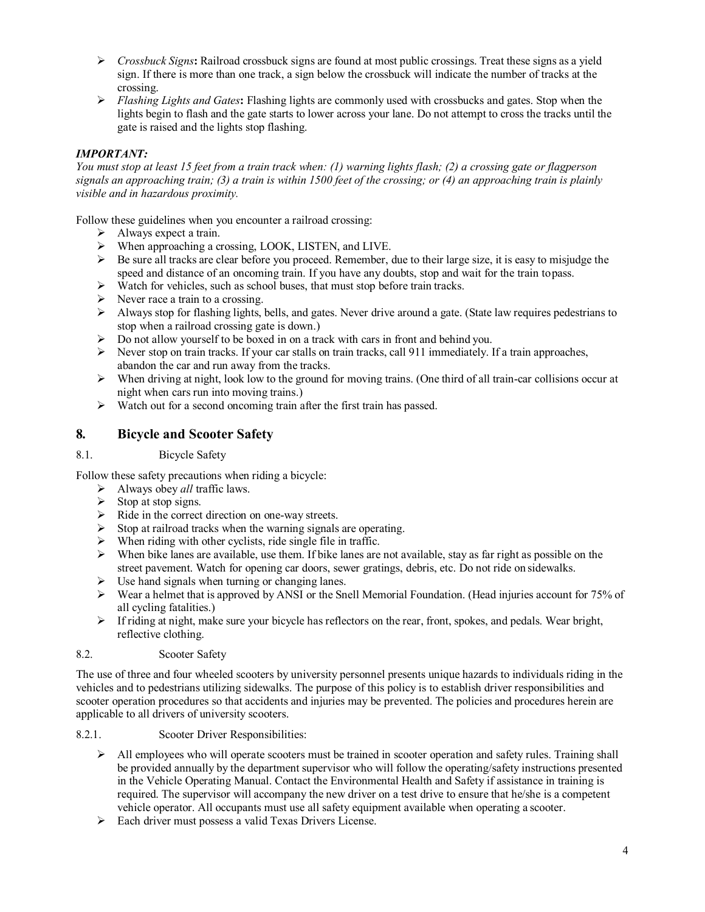- *Crossbuck Signs***:** Railroad crossbuck signs are found at most public crossings. Treat these signs as a yield sign. If there is more than one track, a sign below the crossbuck will indicate the number of tracks at the crossing.
- *Flashing Lights and Gates***:** Flashing lights are commonly used with crossbucks and gates. Stop when the lights begin to flash and the gate starts to lower across your lane. Do not attempt to cross the tracks until the gate is raised and the lights stop flashing.

***IMPORTANT:***

*You must stop at least 15 feet from a train track when: (1) warning lights flash; (2) a crossing gate or flagperson signals an approaching train; (3) a train is within 1500 feet of the crossing; or (4) an approaching train is plainly visible and in hazardous proximity.*

Follow these guidelines when you encounter a railroad crossing:

- Always expect a train.
- When approaching a crossing, LOOK, LISTEN, and LIVE.
- Be sure all tracks are clear before you proceed. Remember, due to their large size, it is easy to misjudge the speed and distance of an oncoming train. If you have any doubts, stop and wait for the train to pass.
- Watch for vehicles, such as school buses, that must stop before train tracks.
- Never race a train to a crossing.
- Always stop for flashing lights, bells, and gates. Never drive around a gate. (State law requires pedestrians to stop when a railroad crossing gate is down.)
- Do not allow yourself to be boxed in on a track with cars in front and behind you.
- Never stop on train tracks. If your car stalls on train tracks, call 911 immediately. If a train approaches, abandon the car and run away from the tracks.
- When driving at night, look low to the ground for moving trains. (One third of all train-car collisions occur at night when cars run into moving trains.)
- Watch out for a second oncoming train after the first train has passed.

## 8. Bicycle and Scooter Safety

### 8.1. Bicycle Safety

Follow these safety precautions when riding a bicycle:

- Always obey *all* traffic laws.
- Stop at stop signs.
- Ride in the correct direction on one-way streets.
- Stop at railroad tracks when the warning signals are operating.
- When riding with other cyclists, ride single file in traffic.
- When bike lanes are available, use them. If bike lanes are not available, stay as far right as possible on the street pavement. Watch for opening car doors, sewer gratings, debris, etc. Do not ride on sidewalks.
- Use hand signals when turning or changing lanes.
- Wear a helmet that is approved by ANSI or the Snell Memorial Foundation. (Head injuries account for 75% of all cycling fatalities.)
- If riding at night, make sure your bicycle has reflectors on the rear, front, spokes, and pedals. Wear bright, reflective clothing.

### 8.2. Scooter Safety

The use of three and four wheeled scooters by university personnel presents unique hazards to individuals riding in the vehicles and to pedestrians utilizing sidewalks. The purpose of this policy is to establish driver responsibilities and scooter operation procedures so that accidents and injuries may be prevented. The policies and procedures herein are applicable to all drivers of university scooters.

#### 8.2.1. Scooter Driver Responsibilities:

- All employees who will operate scooters must be trained in scooter operation and safety rules. Training shall be provided annually by the department supervisor who will follow the operating/safety instructions presented in the Vehicle Operating Manual. Contact the Environmental Health and Safety if assistance in training is required. The supervisor will accompany the new driver on a test drive to ensure that he/she is a competent vehicle operator. All occupants must use all safety equipment available when operating a scooter.
- Each driver must possess a valid Texas Drivers License.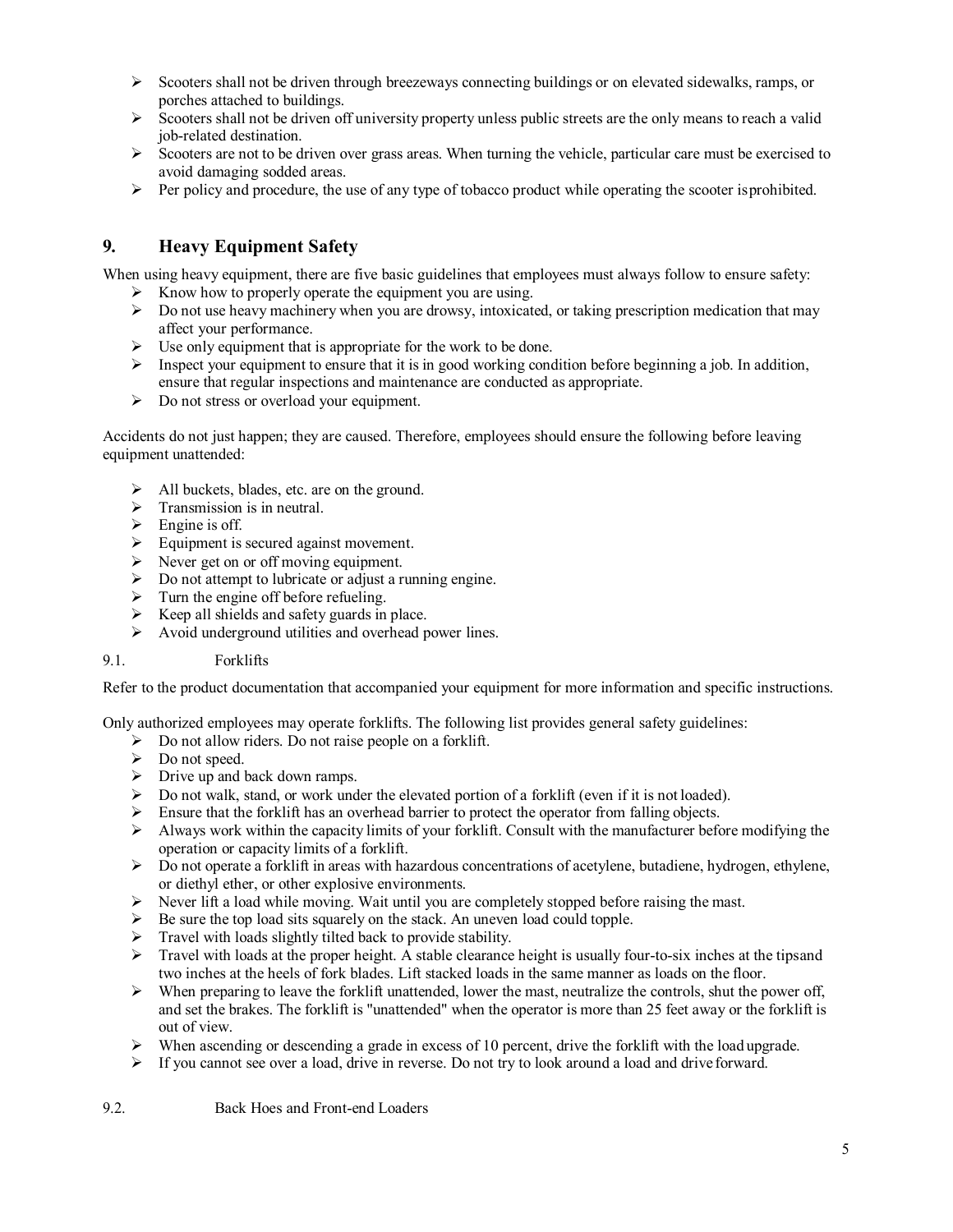- Scooters shall not be driven through breezeways connecting buildings or on elevated sidewalks, ramps, or porches attached to buildings.
- Scooters shall not be driven off university property unless public streets are the only means to reach a valid job-related destination.
- Scooters are not to be driven over grass areas. When turning the vehicle, particular care must be exercised to avoid damaging sodded areas.
- Per policy and procedure, the use of any type of tobacco product while operating the scooter isprohibited.

## 9. Heavy Equipment Safety

When using heavy equipment, there are five basic guidelines that employees must always follow to ensure safety:

- Know how to properly operate the equipment you are using.
- Do not use heavy machinery when you are drowsy, intoxicated, or taking prescription medication that may affect your performance.
- Use only equipment that is appropriate for the work to be done.
- Inspect your equipment to ensure that it is in good working condition before beginning a job. In addition, ensure that regular inspections and maintenance are conducted as appropriate.
- Do not stress or overload your equipment.

Accidents do not just happen; they are caused. Therefore, employees should ensure the following before leaving equipment unattended:

- All buckets, blades, etc. are on the ground.
- Transmission is in neutral.
- Engine is off.
- Equipment is secured against movement.
- Never get on or off moving equipment.
- Do not attempt to lubricate or adjust a running engine.
- Turn the engine off before refueling.
- Keep all shields and safety guards in place.
- Avoid underground utilities and overhead power lines.

### 9.1. Forklifts

Refer to the product documentation that accompanied your equipment for more information and specific instructions.

Only authorized employees may operate forklifts. The following list provides general safety guidelines:

- Do not allow riders. Do not raise people on a forklift.
- Do not speed.
- Drive up and back down ramps.
- Do not walk, stand, or work under the elevated portion of a forklift (even if it is not loaded).
- Ensure that the forklift has an overhead barrier to protect the operator from falling objects.
- Always work within the capacity limits of your forklift. Consult with the manufacturer before modifying the operation or capacity limits of a forklift.
- Do not operate a forklift in areas with hazardous concentrations of acetylene, butadiene, hydrogen, ethylene, or diethyl ether, or other explosive environments.
- Never lift a load while moving. Wait until you are completely stopped before raising the mast.
- Be sure the top load sits squarely on the stack. An uneven load could topple.
- Travel with loads slightly tilted back to provide stability.
- Travel with loads at the proper height. A stable clearance height is usually four-to-six inches at the tipsand two inches at the heels of fork blades. Lift stacked loads in the same manner as loads on the floor.
- When preparing to leave the forklift unattended, lower the mast, neutralize the controls, shut the power off, and set the brakes. The forklift is "unattended" when the operator is more than 25 feet away or the forklift is out of view.
- When ascending or descending a grade in excess of 10 percent, drive the forklift with the load upgrade.
- If you cannot see over a load, drive in reverse. Do not try to look around a load and drive forward.

### 9.2. Back Hoes and Front-end Loaders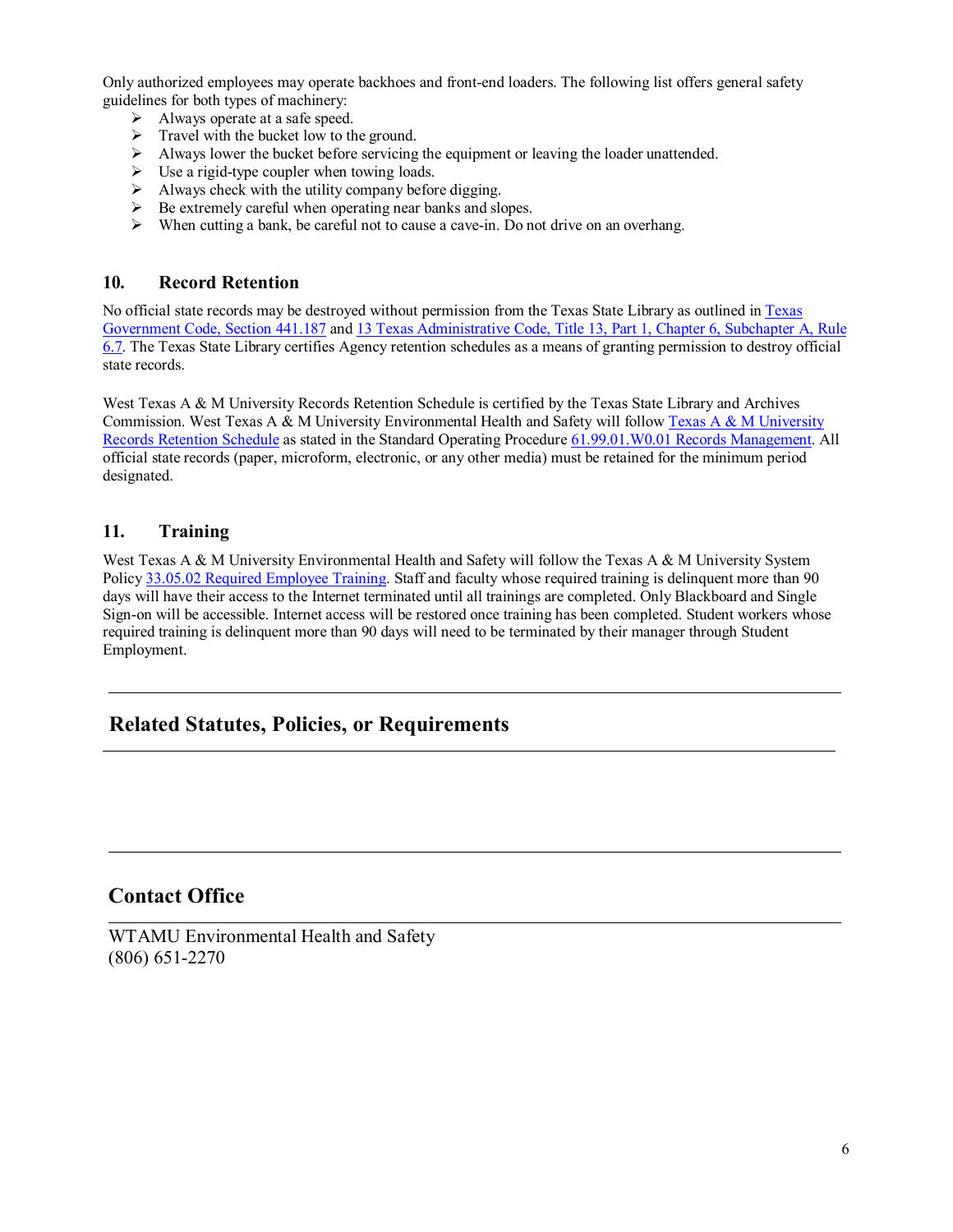Only authorized employees may operate backhoes and front-end loaders. The following list offers general safety guidelines for both types of machinery:

- Always operate at a safe speed.
- Travel with the bucket low to the ground.
- Always lower the bucket before servicing the equipment or leaving the loader unattended.
- Use a rigid-type coupler when towing loads.
- Always check with the utility company before digging.
- Be extremely careful when operating near banks and slopes.
- When cutting a bank, be careful not to cause a cave-in. Do not drive on an overhang.

## 10. Record Retention

No official state records may be destroyed without permission from the Texas State Library as outlined in Texas Government Code, Section 441.187 and 13 Texas Administrative Code, Title 13, Part 1, Chapter 6, Subchapter A, Rule 6.7. The Texas State Library certifies Agency retention schedules as a means of granting permission to destroy official state records.

West Texas A & M University Records Retention Schedule is certified by the Texas State Library and Archives Commission. West Texas A & M University Environmental Health and Safety will follow Texas A & M University Records Retention Schedule as stated in the Standard Operating Procedure 61.99.01.W0.01 Records Management. All official state records (paper, microform, electronic, or any other media) must be retained for the minimum period designated.

## 11. Training

West Texas A & M University Environmental Health and Safety will follow the Texas A & M University System Policy 33.05.02 Required Employee Training. Staff and faculty whose required training is delinquent more than 90 days will have their access to the Internet terminated until all trainings are completed. Only Blackboard and Single Sign-on will be accessible. Internet access will be restored once training has been completed. Student workers whose required training is delinquent more than 90 days will need to be terminated by their manager through Student Employment.

## Related Statutes, Policies, or Requirements

## Contact Office

WTAMU Environmental Health and Safety
(806) 651-2270